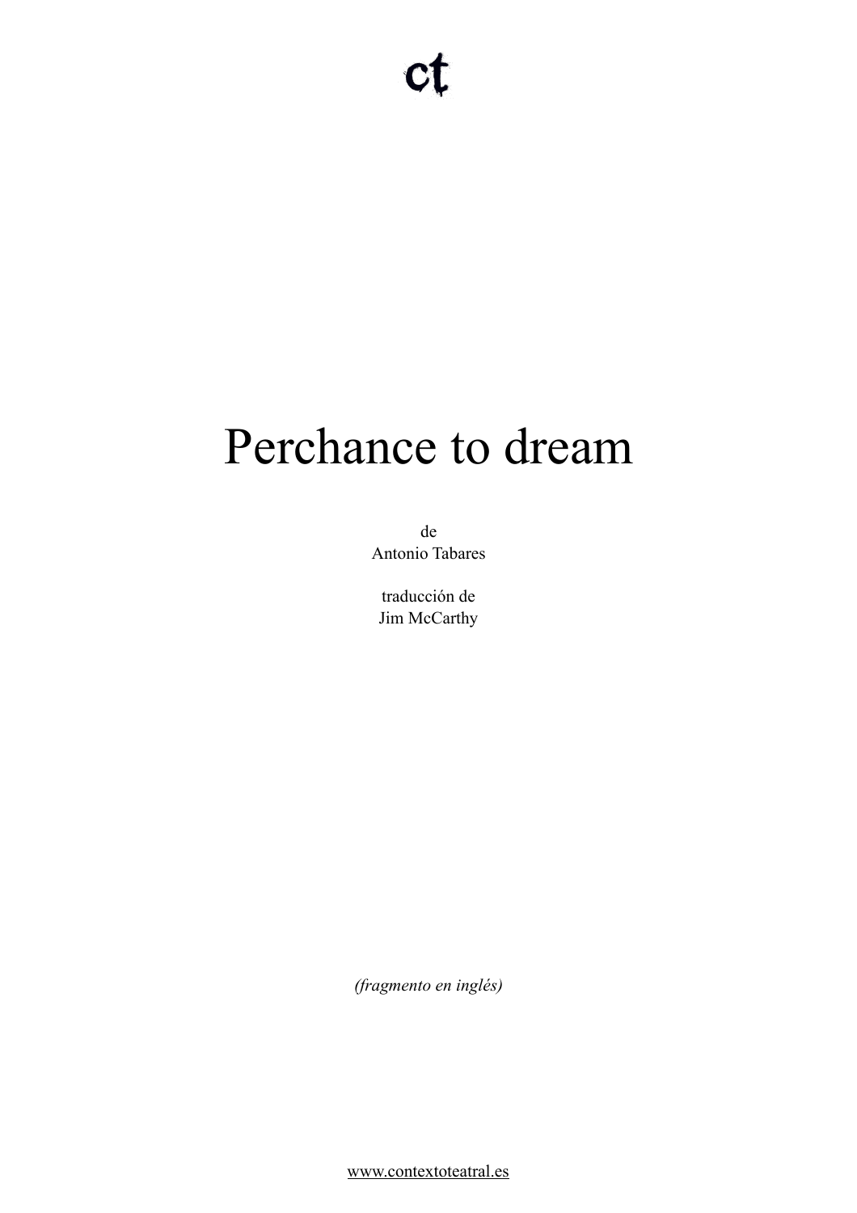ct

# Perchance to dream

de
Antonio Tabares

traducción de
Jim McCarthy

*(fragmento en inglés)*

www.contextoteatral.es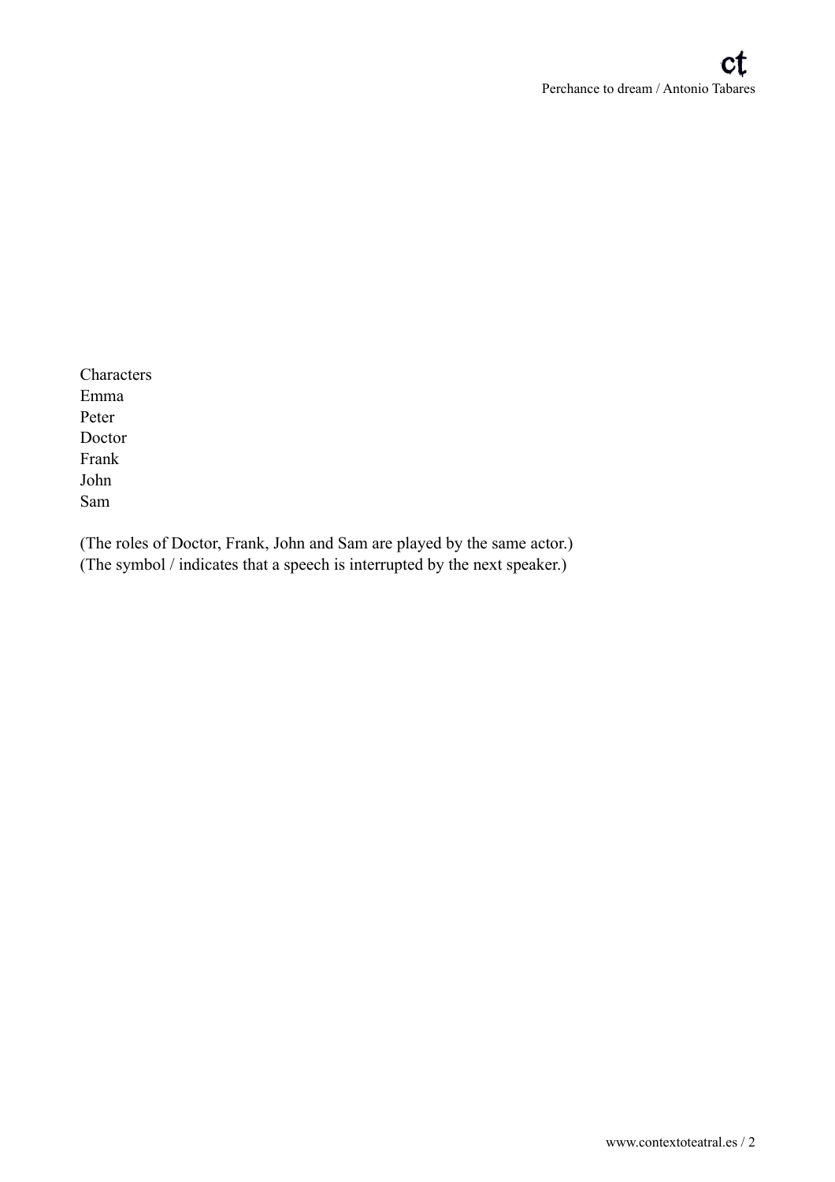Characters
Emma
Peter
Doctor
Frank
John
Sam

(The roles of Doctor, Frank, John and Sam are played by the same actor.)
(The symbol / indicates that a speech is interrupted by the next speaker.)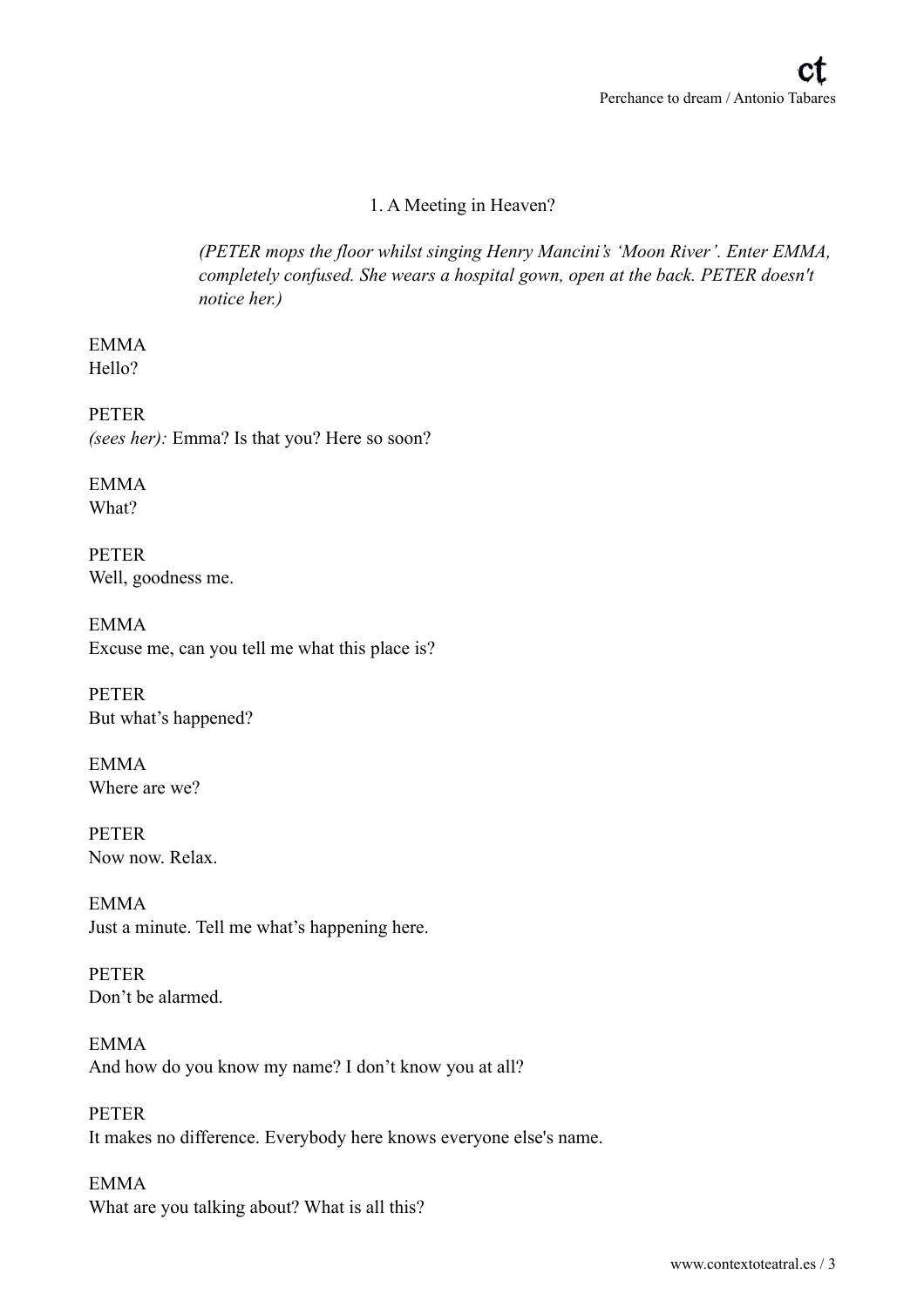## 1. A Meeting in Heaven?

*(PETER mops the floor whilst singing Henry Mancini's 'Moon River'. Enter EMMA, completely confused. She wears a hospital gown, open at the back. PETER doesn't notice her.)*

EMMA
Hello?

PETER
*(sees her):* Emma? Is that you? Here so soon?

EMMA
What?

PETER
Well, goodness me.

EMMA
Excuse me, can you tell me what this place is?

PETER
But what's happened?

EMMA
Where are we?

PETER
Now now. Relax.

EMMA
Just a minute. Tell me what's happening here.

PETER
Don't be alarmed.

EMMA
And how do you know my name? I don't know you at all?

PETER
It makes no difference. Everybody here knows everyone else's name.

EMMA
What are you talking about? What is all this?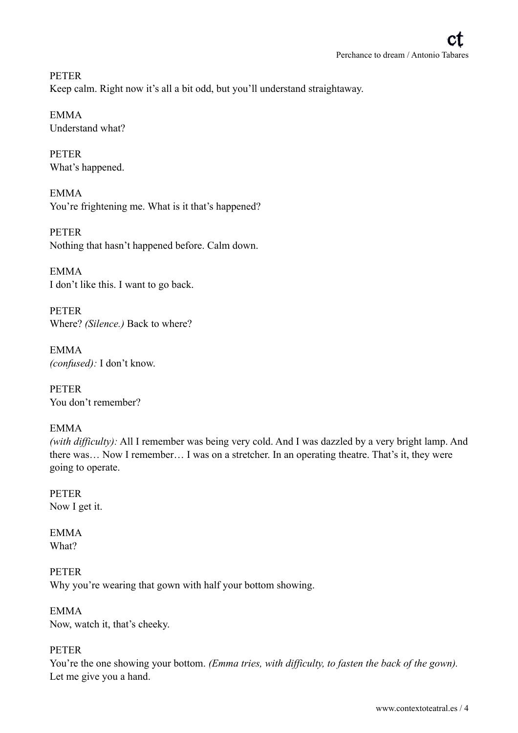PETER
Keep calm. Right now it's all a bit odd, but you'll understand straightaway.

EMMA
Understand what?

PETER
What's happened.

EMMA
You're frightening me. What is it that's happened?

PETER
Nothing that hasn't happened before. Calm down.

EMMA
I don't like this. I want to go back.

PETER
Where? *(Silence.)* Back to where?

EMMA
*(confused):* I don't know.

PETER
You don't remember?

EMMA
*(with difficulty):* All I remember was being very cold. And I was dazzled by a very bright lamp. And there was… Now I remember… I was on a stretcher. In an operating theatre. That's it, they were going to operate.

PETER
Now I get it.

EMMA
What?

PETER
Why you're wearing that gown with half your bottom showing.

EMMA
Now, watch it, that's cheeky.

PETER
You're the one showing your bottom. *(Emma tries, with difficulty, to fasten the back of the gown).* Let me give you a hand.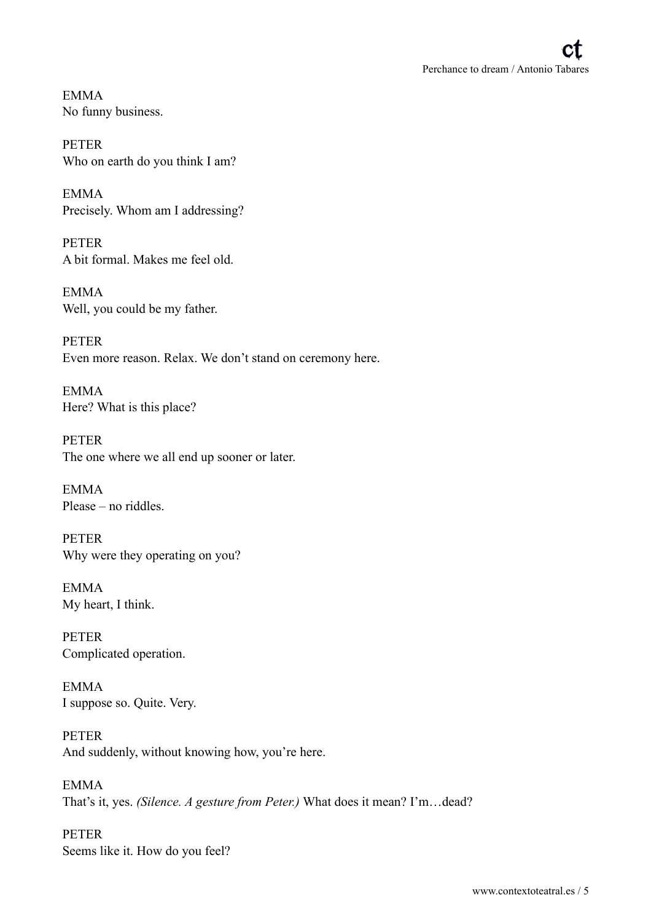EMMA
No funny business.

PETER
Who on earth do you think I am?

EMMA
Precisely. Whom am I addressing?

PETER
A bit formal. Makes me feel old.

EMMA
Well, you could be my father.

PETER
Even more reason. Relax. We don't stand on ceremony here.

EMMA
Here? What is this place?

PETER
The one where we all end up sooner or later.

EMMA
Please – no riddles.

PETER
Why were they operating on you?

EMMA
My heart, I think.

PETER
Complicated operation.

EMMA
I suppose so. Quite. Very.

PETER
And suddenly, without knowing how, you're here.

EMMA
That's it, yes. *(Silence. A gesture from Peter.)* What does it mean? I'm…dead?

PETER
Seems like it. How do you feel?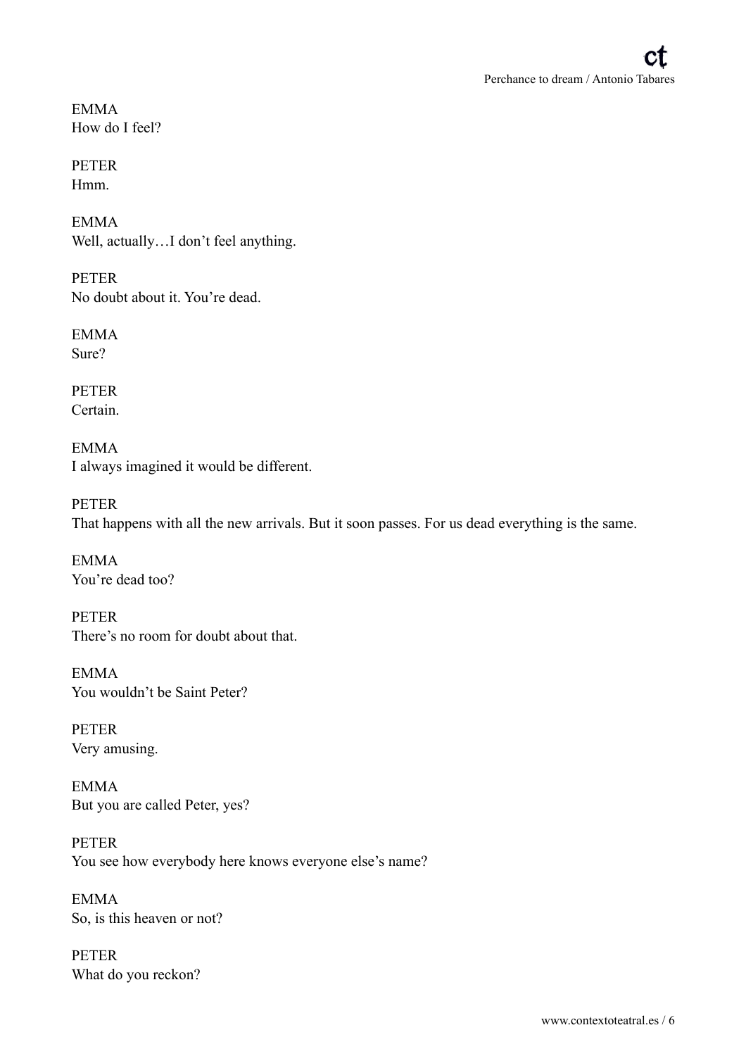EMMA
How do I feel?

PETER
Hmm.

EMMA
Well, actually…I don't feel anything.

PETER
No doubt about it. You're dead.

EMMA
Sure?

PETER
Certain.

EMMA
I always imagined it would be different.

PETER
That happens with all the new arrivals. But it soon passes. For us dead everything is the same.

EMMA
You're dead too?

PETER
There's no room for doubt about that.

EMMA
You wouldn't be Saint Peter?

PETER
Very amusing.

EMMA
But you are called Peter, yes?

PETER
You see how everybody here knows everyone else's name?

EMMA
So, is this heaven or not?

PETER
What do you reckon?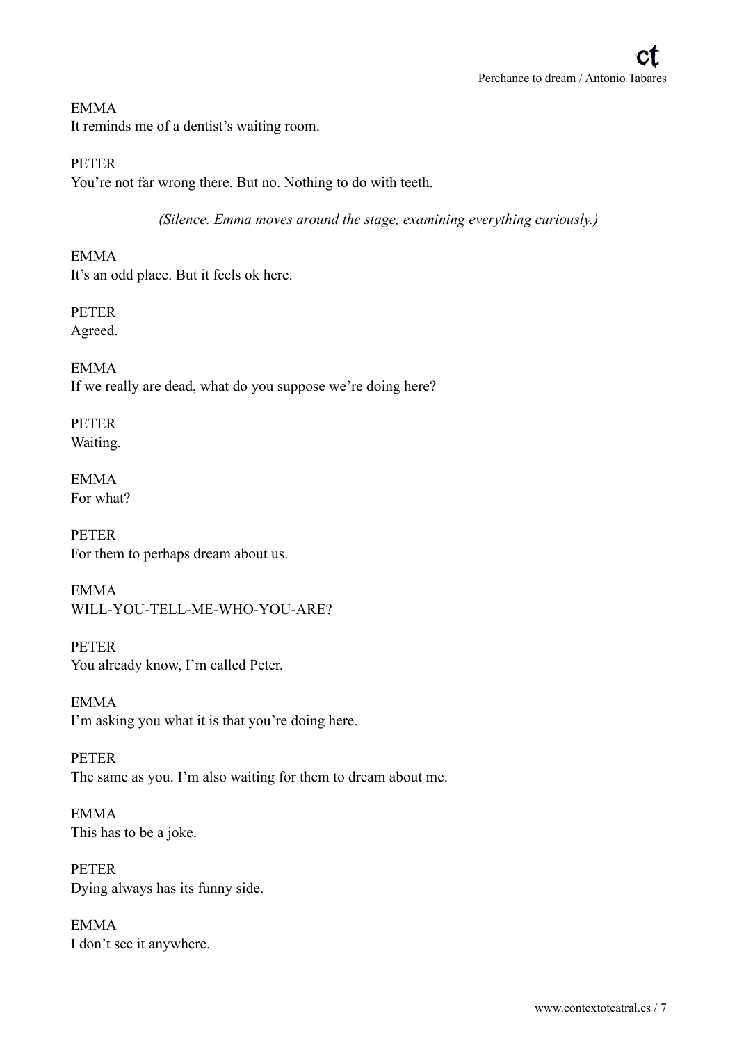EMMA
It reminds me of a dentist's waiting room.

PETER
You're not far wrong there. But no. Nothing to do with teeth.

*(Silence. Emma moves around the stage, examining everything curiously.)*

EMMA
It's an odd place. But it feels ok here.

PETER
Agreed.

EMMA
If we really are dead, what do you suppose we're doing here?

PETER
Waiting.

EMMA
For what?

PETER
For them to perhaps dream about us.

EMMA
WILL-YOU-TELL-ME-WHO-YOU-ARE?

PETER
You already know, I'm called Peter.

EMMA
I'm asking you what it is that you're doing here.

PETER
The same as you. I'm also waiting for them to dream about me.

EMMA
This has to be a joke.

PETER
Dying always has its funny side.

EMMA
I don't see it anywhere.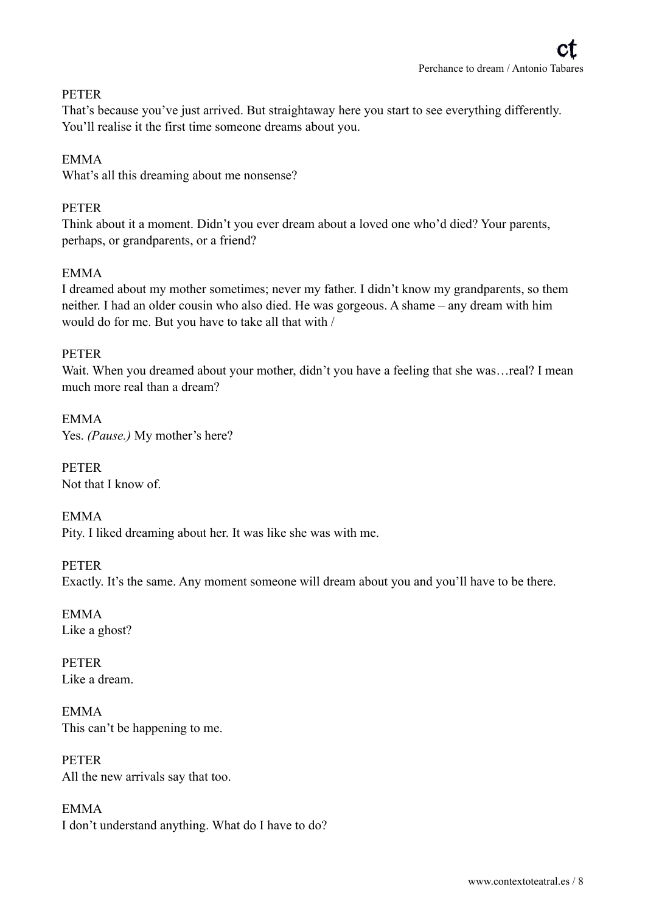PETER
That's because you've just arrived. But straightaway here you start to see everything differently. You'll realise it the first time someone dreams about you.

EMMA
What's all this dreaming about me nonsense?

PETER
Think about it a moment. Didn't you ever dream about a loved one who'd died? Your parents, perhaps, or grandparents, or a friend?

EMMA
I dreamed about my mother sometimes; never my father. I didn't know my grandparents, so them neither. I had an older cousin who also died. He was gorgeous. A shame – any dream with him would do for me. But you have to take all that with /

PETER
Wait. When you dreamed about your mother, didn't you have a feeling that she was…real? I mean much more real than a dream?

EMMA
Yes. *(Pause.)* My mother's here?

PETER
Not that I know of.

EMMA
Pity. I liked dreaming about her. It was like she was with me.

PETER
Exactly. It's the same. Any moment someone will dream about you and you'll have to be there.

EMMA
Like a ghost?

PETER
Like a dream.

EMMA
This can't be happening to me.

PETER
All the new arrivals say that too.

EMMA
I don't understand anything. What do I have to do?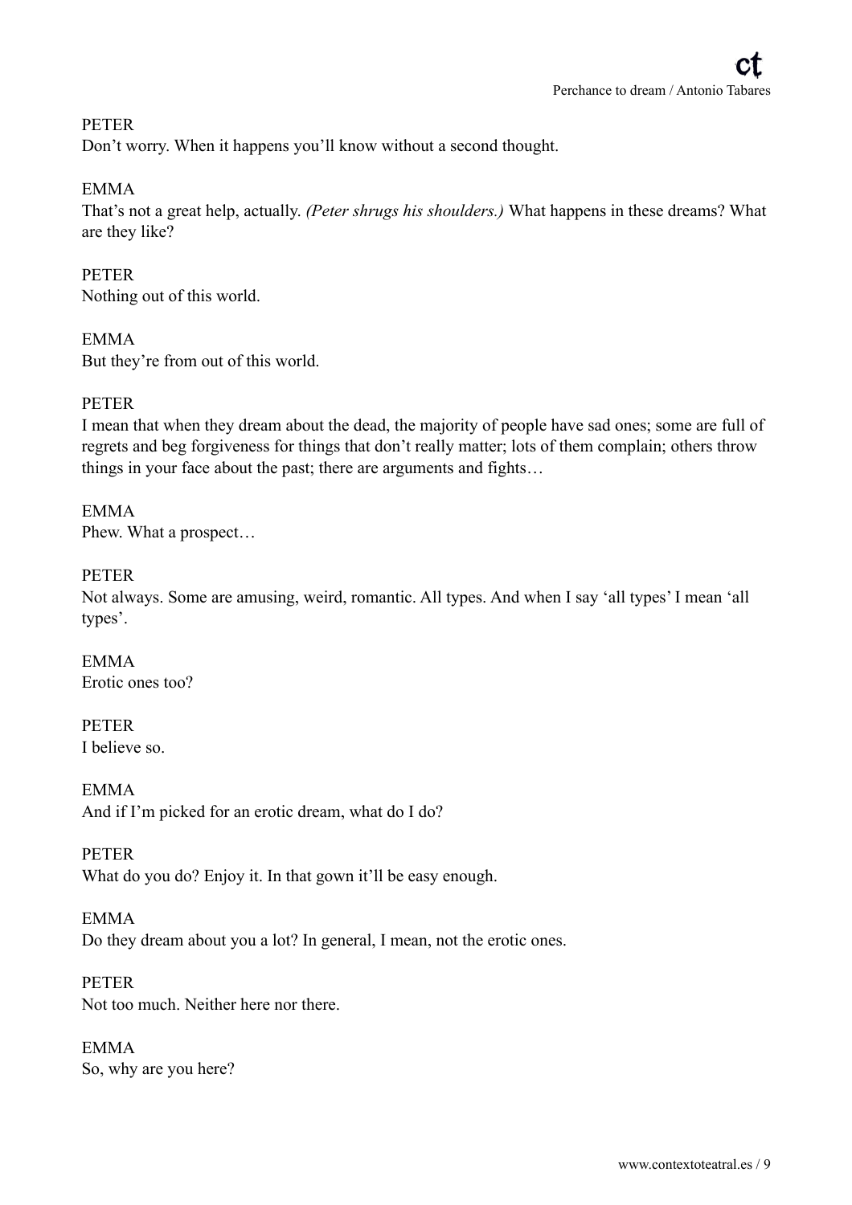PETER
Don't worry. When it happens you'll know without a second thought.

EMMA
That's not a great help, actually. *(Peter shrugs his shoulders.)* What happens in these dreams? What are they like?

PETER
Nothing out of this world.

EMMA
But they're from out of this world.

PETER
I mean that when they dream about the dead, the majority of people have sad ones; some are full of regrets and beg forgiveness for things that don't really matter; lots of them complain; others throw things in your face about the past; there are arguments and fights…

EMMA
Phew. What a prospect…

PETER
Not always. Some are amusing, weird, romantic. All types. And when I say 'all types' I mean 'all types'.

EMMA
Erotic ones too?

PETER
I believe so.

EMMA
And if I'm picked for an erotic dream, what do I do?

PETER
What do you do? Enjoy it. In that gown it'll be easy enough.

EMMA
Do they dream about you a lot? In general, I mean, not the erotic ones.

PETER
Not too much. Neither here nor there.

EMMA
So, why are you here?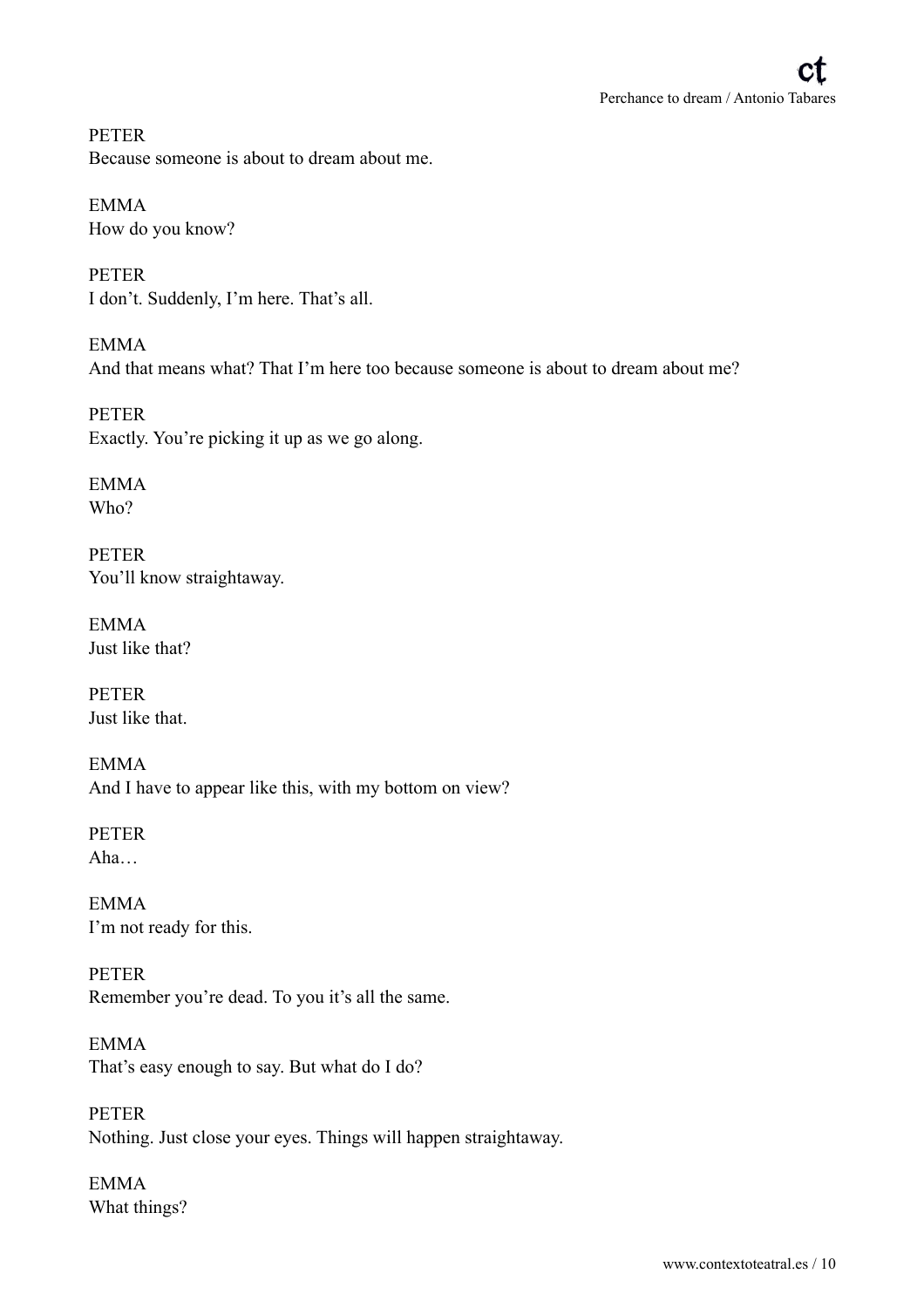PETER
Because someone is about to dream about me.

EMMA
How do you know?

PETER
I don't. Suddenly, I'm here. That's all.

EMMA
And that means what? That I'm here too because someone is about to dream about me?

PETER
Exactly. You're picking it up as we go along.

EMMA
Who?

PETER
You'll know straightaway.

EMMA
Just like that?

PETER
Just like that.

EMMA
And I have to appear like this, with my bottom on view?

PETER
Aha…

EMMA
I'm not ready for this.

PETER
Remember you're dead. To you it's all the same.

EMMA
That's easy enough to say. But what do I do?

PETER
Nothing. Just close your eyes. Things will happen straightaway.

EMMA
What things?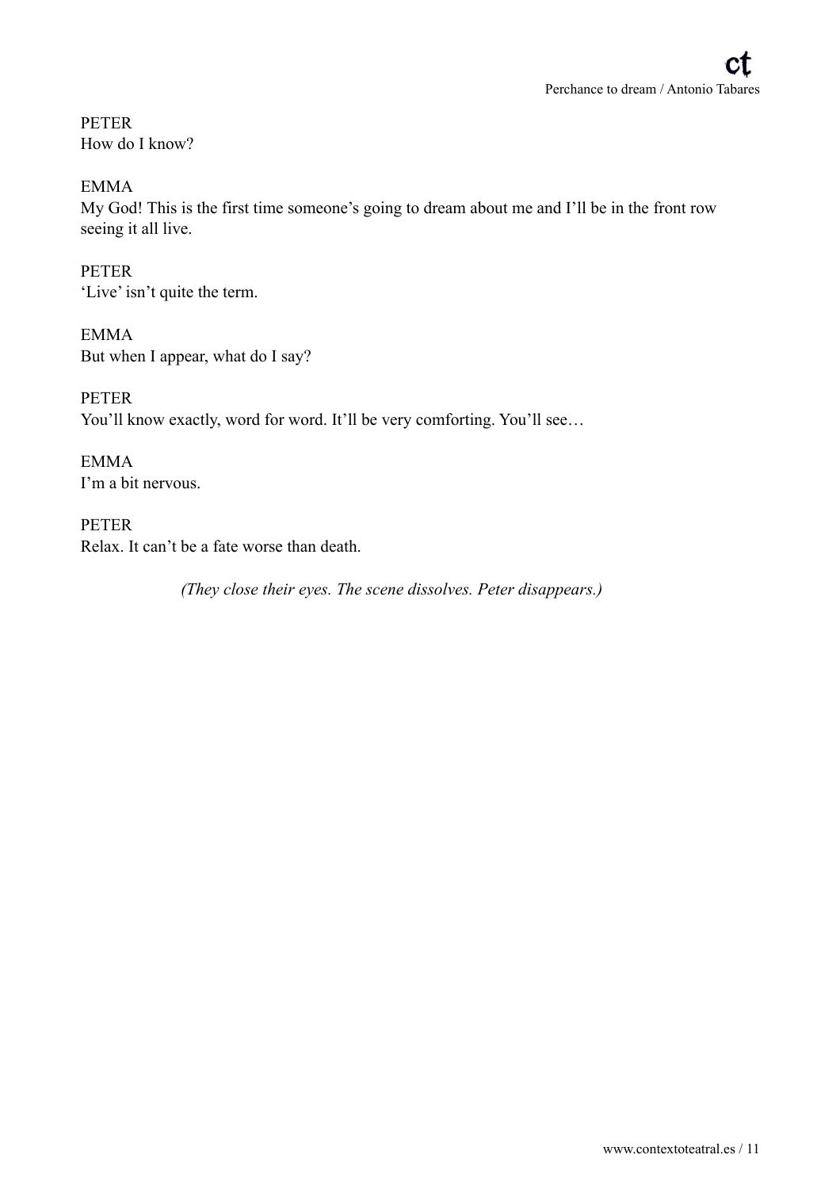PETER
How do I know?

EMMA
My God! This is the first time someone's going to dream about me and I'll be in the front row seeing it all live.

PETER
'Live' isn't quite the term.

EMMA
But when I appear, what do I say?

PETER
You'll know exactly, word for word. It'll be very comforting. You'll see…

EMMA
I'm a bit nervous.

PETER
Relax. It can't be a fate worse than death.

*(They close their eyes. The scene dissolves. Peter disappears.)*